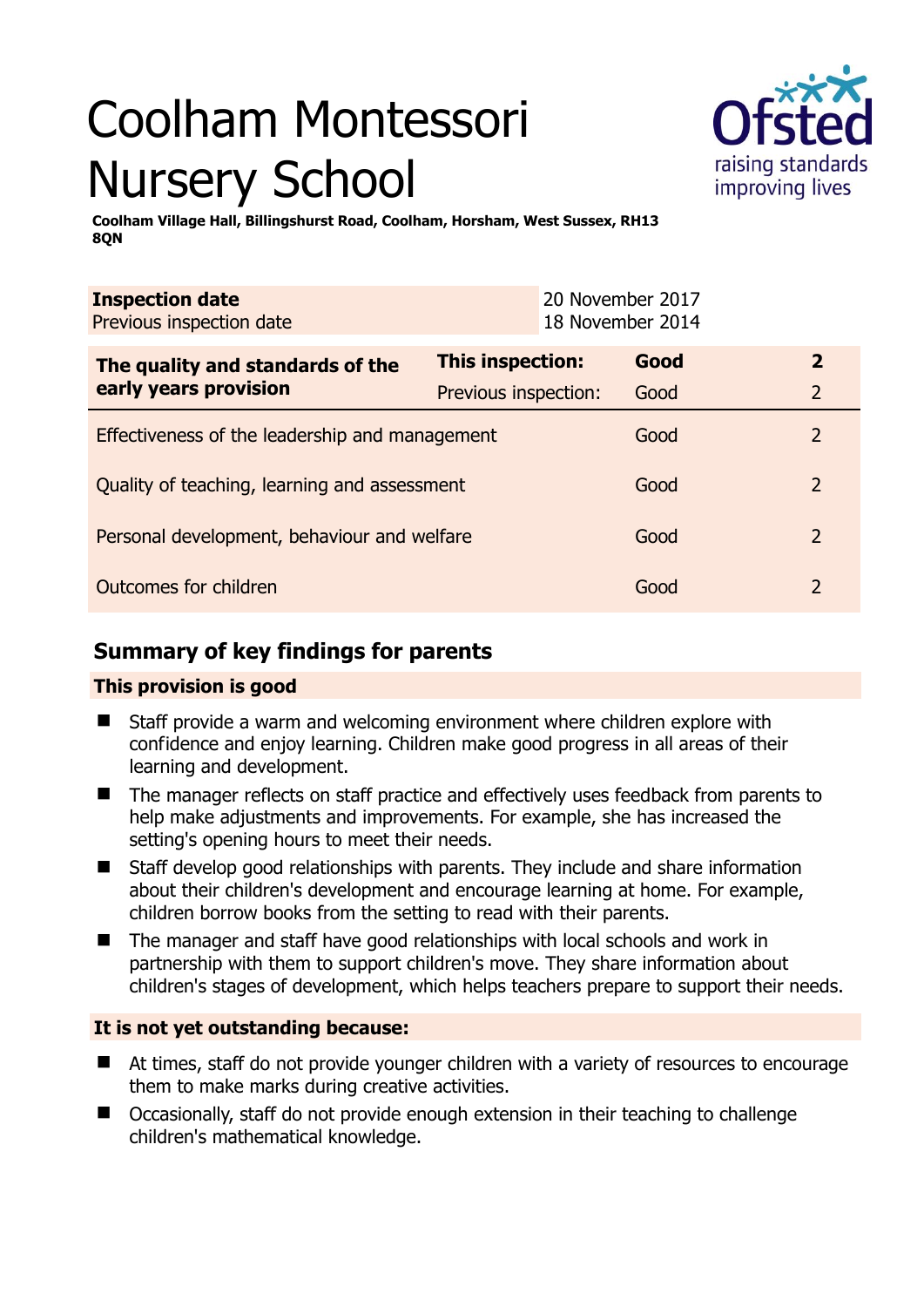# Coolham Montessori Nursery School

**Coolham Village Hall, Billingshurst Road, Coolham, Horsham, West Sussex, RH13 8QN**

| **Inspection date** | 20 November 2017 |
|---|---|
| Previous inspection date | 18 November 2014 |

| **The quality and standards of the early years provision** | **This inspection:** | **Good** | **2** |
|---|---|---|---|
| | Previous inspection: | Good | 2 |
| Effectiveness of the leadership and management | | Good | 2 |
| Quality of teaching, learning and assessment | | Good | 2 |
| Personal development, behaviour and welfare | | Good | 2 |
| Outcomes for children | | Good | 2 |

## Summary of key findings for parents

### This provision is good

- Staff provide a warm and welcoming environment where children explore with confidence and enjoy learning. Children make good progress in all areas of their learning and development.
- The manager reflects on staff practice and effectively uses feedback from parents to help make adjustments and improvements. For example, she has increased the setting's opening hours to meet their needs.
- Staff develop good relationships with parents. They include and share information about their children's development and encourage learning at home. For example, children borrow books from the setting to read with their parents.
- The manager and staff have good relationships with local schools and work in partnership with them to support children's move. They share information about children's stages of development, which helps teachers prepare to support their needs.

### It is not yet outstanding because:

- At times, staff do not provide younger children with a variety of resources to encourage them to make marks during creative activities.
- Occasionally, staff do not provide enough extension in their teaching to challenge children's mathematical knowledge.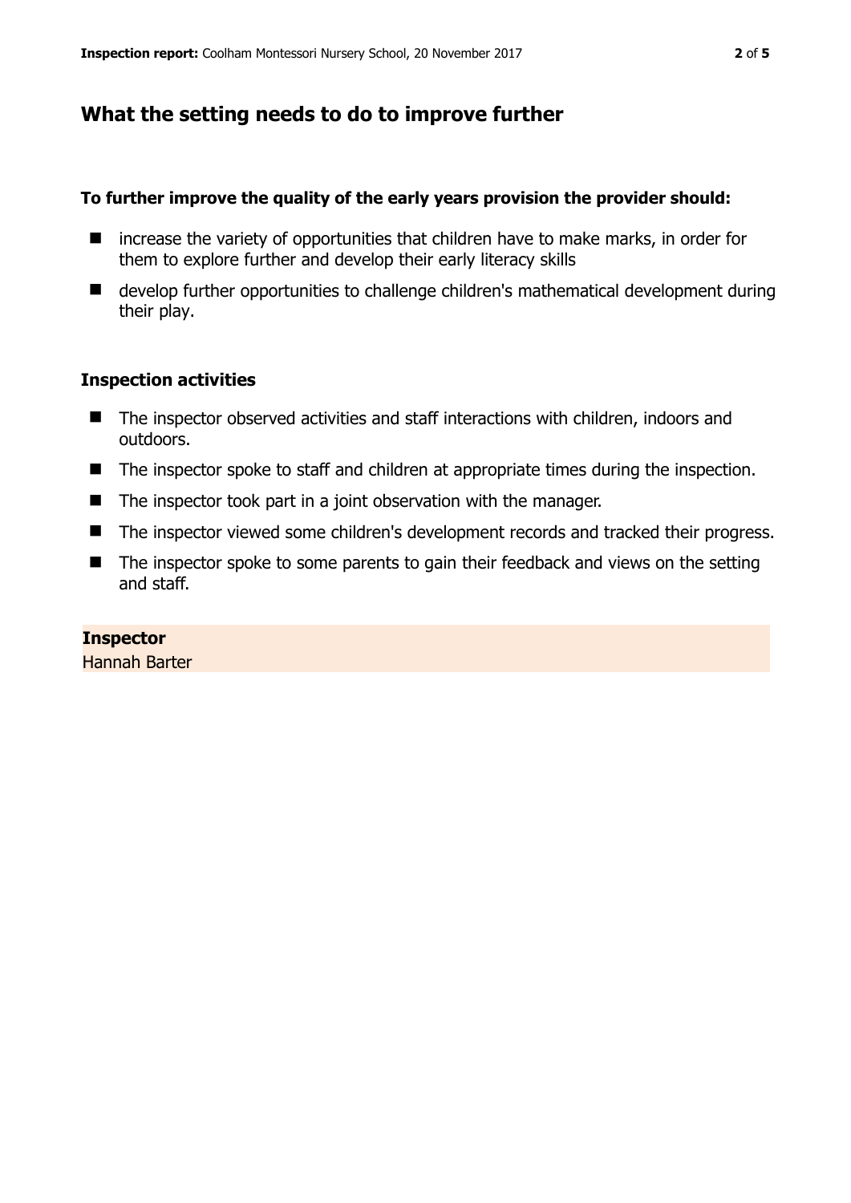## What the setting needs to do to improve further

**To further improve the quality of the early years provision the provider should:**

- increase the variety of opportunities that children have to make marks, in order for them to explore further and develop their early literacy skills
- develop further opportunities to challenge children's mathematical development during their play.

### Inspection activities

- The inspector observed activities and staff interactions with children, indoors and outdoors.
- The inspector spoke to staff and children at appropriate times during the inspection.
- The inspector took part in a joint observation with the manager.
- The inspector viewed some children's development records and tracked their progress.
- The inspector spoke to some parents to gain their feedback and views on the setting and staff.

**Inspector**
Hannah Barter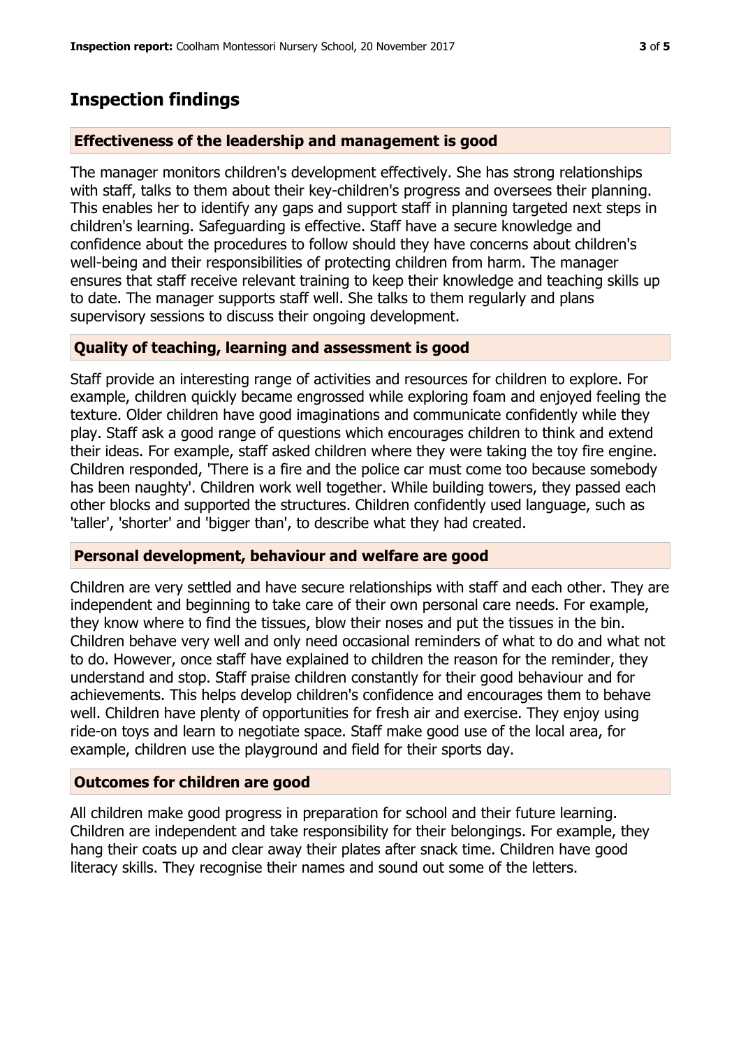## Inspection findings

### Effectiveness of the leadership and management is good

The manager monitors children's development effectively. She has strong relationships with staff, talks to them about their key-children's progress and oversees their planning. This enables her to identify any gaps and support staff in planning targeted next steps in children's learning. Safeguarding is effective. Staff have a secure knowledge and confidence about the procedures to follow should they have concerns about children's well-being and their responsibilities of protecting children from harm. The manager ensures that staff receive relevant training to keep their knowledge and teaching skills up to date. The manager supports staff well. She talks to them regularly and plans supervisory sessions to discuss their ongoing development.

### Quality of teaching, learning and assessment is good

Staff provide an interesting range of activities and resources for children to explore. For example, children quickly became engrossed while exploring foam and enjoyed feeling the texture. Older children have good imaginations and communicate confidently while they play. Staff ask a good range of questions which encourages children to think and extend their ideas. For example, staff asked children where they were taking the toy fire engine. Children responded, 'There is a fire and the police car must come too because somebody has been naughty'. Children work well together. While building towers, they passed each other blocks and supported the structures. Children confidently used language, such as 'taller', 'shorter' and 'bigger than', to describe what they had created.

### Personal development, behaviour and welfare are good

Children are very settled and have secure relationships with staff and each other. They are independent and beginning to take care of their own personal care needs. For example, they know where to find the tissues, blow their noses and put the tissues in the bin. Children behave very well and only need occasional reminders of what to do and what not to do. However, once staff have explained to children the reason for the reminder, they understand and stop. Staff praise children constantly for their good behaviour and for achievements. This helps develop children's confidence and encourages them to behave well. Children have plenty of opportunities for fresh air and exercise. They enjoy using ride-on toys and learn to negotiate space. Staff make good use of the local area, for example, children use the playground and field for their sports day.

### Outcomes for children are good

All children make good progress in preparation for school and their future learning. Children are independent and take responsibility for their belongings. For example, they hang their coats up and clear away their plates after snack time. Children have good literacy skills. They recognise their names and sound out some of the letters.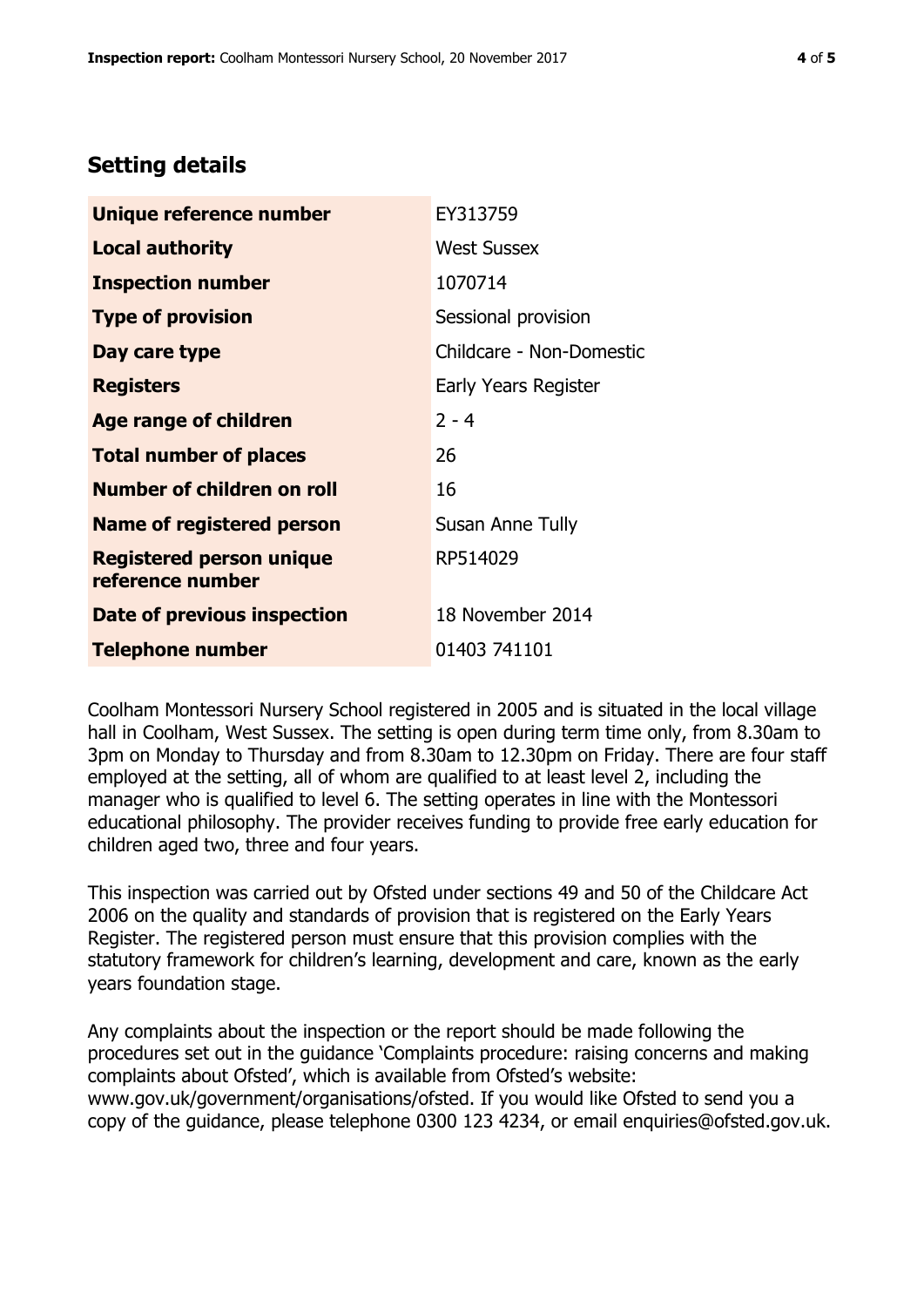## Setting details

| | |
|---|---|
| **Unique reference number** | EY313759 |
| **Local authority** | West Sussex |
| **Inspection number** | 1070714 |
| **Type of provision** | Sessional provision |
| **Day care type** | Childcare - Non-Domestic |
| **Registers** | Early Years Register |
| **Age range of children** | 2 - 4 |
| **Total number of places** | 26 |
| **Number of children on roll** | 16 |
| **Name of registered person** | Susan Anne Tully |
| **Registered person unique reference number** | RP514029 |
| **Date of previous inspection** | 18 November 2014 |
| **Telephone number** | 01403 741101 |

Coolham Montessori Nursery School registered in 2005 and is situated in the local village hall in Coolham, West Sussex. The setting is open during term time only, from 8.30am to 3pm on Monday to Thursday and from 8.30am to 12.30pm on Friday. There are four staff employed at the setting, all of whom are qualified to at least level 2, including the manager who is qualified to level 6. The setting operates in line with the Montessori educational philosophy. The provider receives funding to provide free early education for children aged two, three and four years.

This inspection was carried out by Ofsted under sections 49 and 50 of the Childcare Act 2006 on the quality and standards of provision that is registered on the Early Years Register. The registered person must ensure that this provision complies with the statutory framework for children's learning, development and care, known as the early years foundation stage.

Any complaints about the inspection or the report should be made following the procedures set out in the guidance 'Complaints procedure: raising concerns and making complaints about Ofsted', which is available from Ofsted's website: www.gov.uk/government/organisations/ofsted. If you would like Ofsted to send you a copy of the guidance, please telephone 0300 123 4234, or email enquiries@ofsted.gov.uk.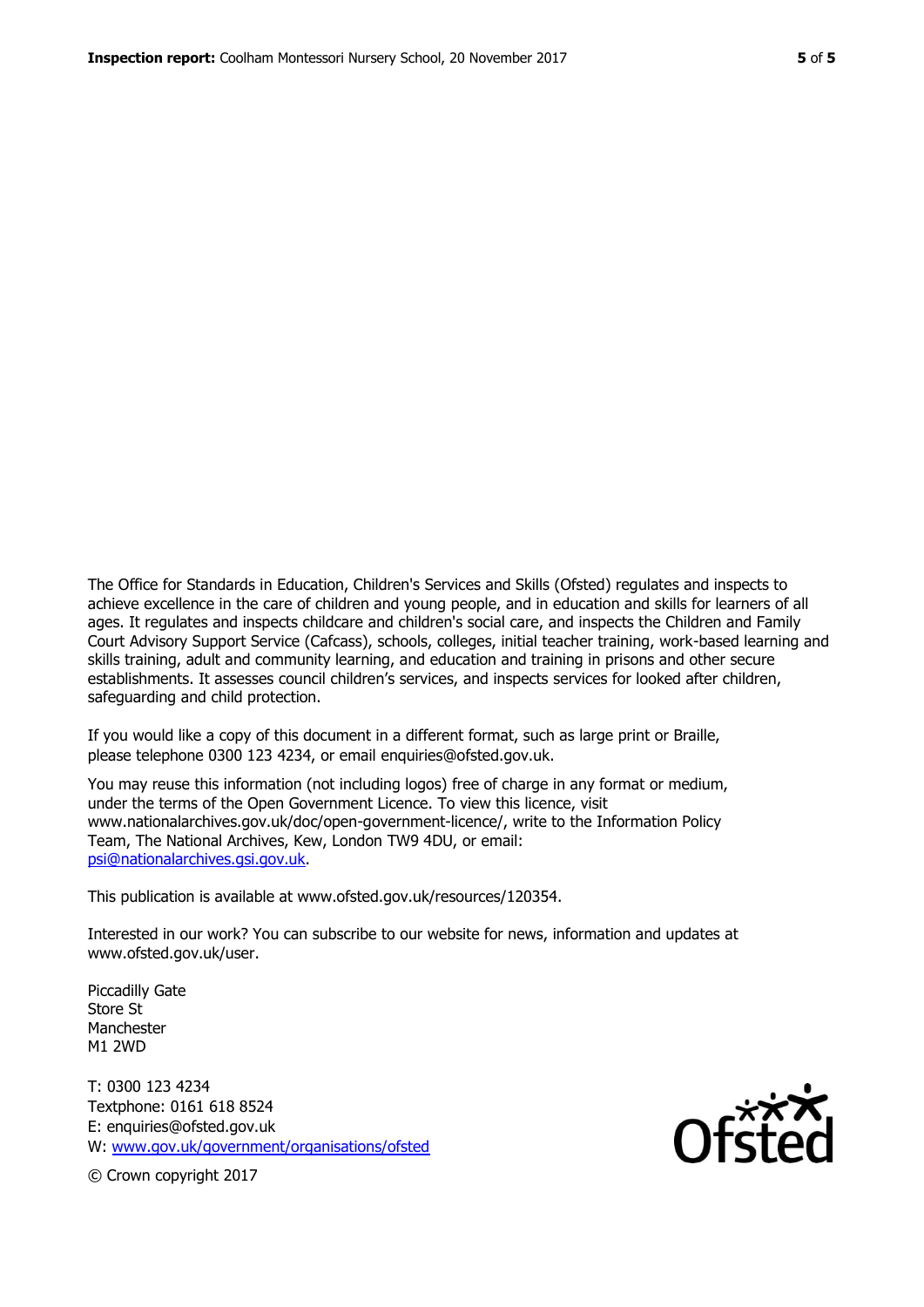The Office for Standards in Education, Children's Services and Skills (Ofsted) regulates and inspects to achieve excellence in the care of children and young people, and in education and skills for learners of all ages. It regulates and inspects childcare and children's social care, and inspects the Children and Family Court Advisory Support Service (Cafcass), schools, colleges, initial teacher training, work-based learning and skills training, adult and community learning, and education and training in prisons and other secure establishments. It assesses council children's services, and inspects services for looked after children, safeguarding and child protection.

If you would like a copy of this document in a different format, such as large print or Braille, please telephone 0300 123 4234, or email enquiries@ofsted.gov.uk.

You may reuse this information (not including logos) free of charge in any format or medium, under the terms of the Open Government Licence. To view this licence, visit www.nationalarchives.gov.uk/doc/open-government-licence/, write to the Information Policy Team, The National Archives, Kew, London TW9 4DU, or email: psi@nationalarchives.gsi.gov.uk.

This publication is available at www.ofsted.gov.uk/resources/120354.

Interested in our work? You can subscribe to our website for news, information and updates at www.ofsted.gov.uk/user.

Piccadilly Gate
Store St
Manchester
M1 2WD

T: 0300 123 4234
Textphone: 0161 618 8524
E: enquiries@ofsted.gov.uk
W: www.gov.uk/government/organisations/ofsted

© Crown copyright 2017